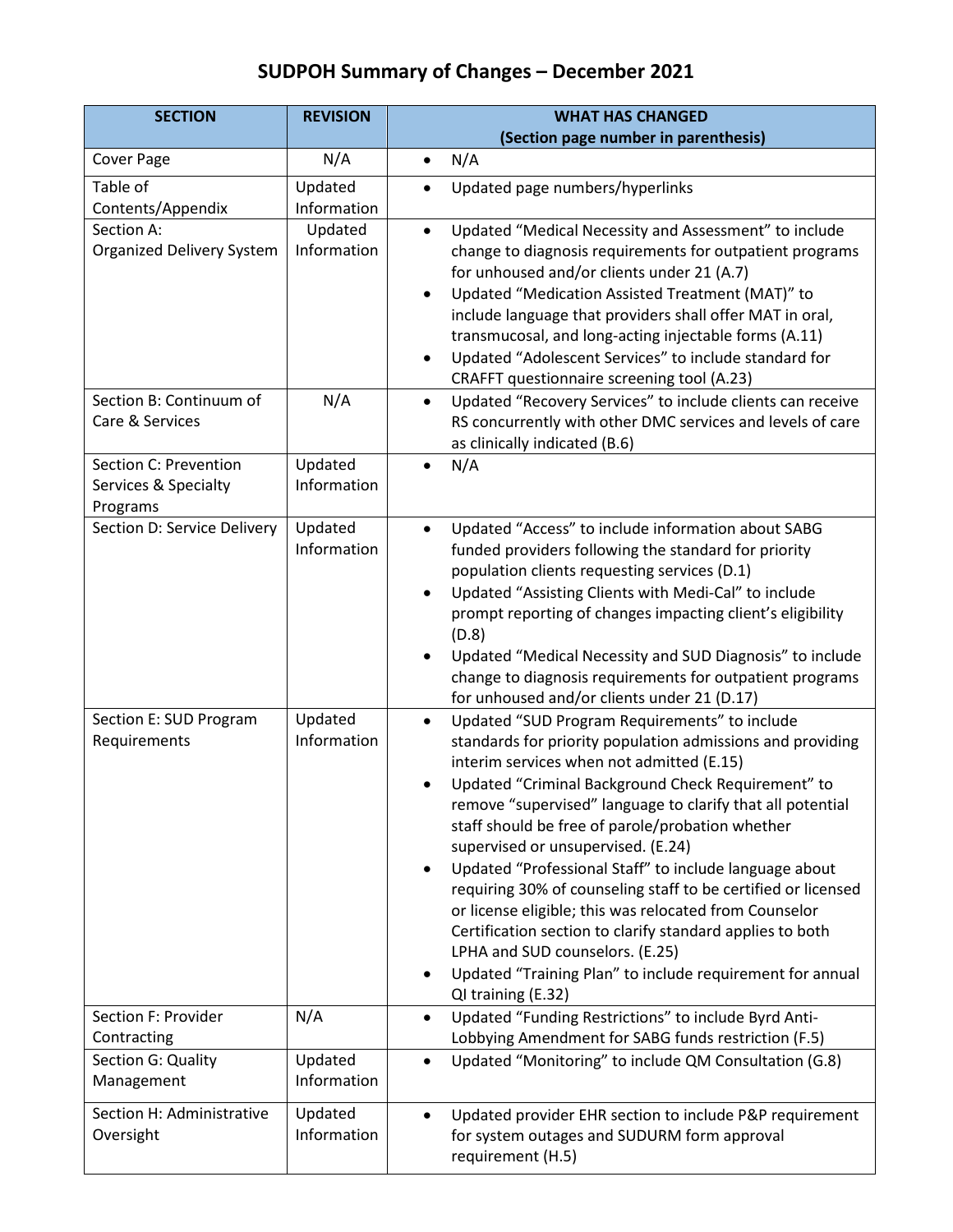# SUDPOH Summary of Changes – December 2021

| SECTION | REVISION | WHAT HAS CHANGED<br>(Section page number in parenthesis) |
|---|---|---|
| Cover Page | N/A | • N/A |
| Table of Contents/Appendix | Updated Information | • Updated page numbers/hyperlinks |
| Section A: Organized Delivery System | Updated Information | • Updated “Medical Necessity and Assessment” to include change to diagnosis requirements for outpatient programs for unhoused and/or clients under 21 (A.7)<br>• Updated “Medication Assisted Treatment (MAT)” to include language that providers shall offer MAT in oral, transmucosal, and long-acting injectable forms (A.11)<br>• Updated “Adolescent Services” to include standard for CRAFFT questionnaire screening tool (A.23) |
| Section B: Continuum of Care & Services | N/A | • Updated “Recovery Services” to include clients can receive RS concurrently with other DMC services and levels of care as clinically indicated (B.6) |
| Section C: Prevention Services & Specialty Programs | Updated Information | • N/A |
| Section D: Service Delivery | Updated Information | • Updated “Access” to include information about SABG funded providers following the standard for priority population clients requesting services (D.1)<br>• Updated “Assisting Clients with Medi-Cal” to include prompt reporting of changes impacting client’s eligibility (D.8)<br>• Updated “Medical Necessity and SUD Diagnosis” to include change to diagnosis requirements for outpatient programs for unhoused and/or clients under 21 (D.17) |
| Section E: SUD Program Requirements | Updated Information | • Updated “SUD Program Requirements” to include standards for priority population admissions and providing interim services when not admitted (E.15)<br>• Updated “Criminal Background Check Requirement” to remove “supervised” language to clarify that all potential staff should be free of parole/probation whether supervised or unsupervised. (E.24)<br>• Updated “Professional Staff” to include language about requiring 30% of counseling staff to be certified or licensed or license eligible; this was relocated from Counselor Certification section to clarify standard applies to both LPHA and SUD counselors. (E.25)<br>• Updated “Training Plan” to include requirement for annual QI training (E.32) |
| Section F: Provider Contracting | N/A | • Updated “Funding Restrictions” to include Byrd Anti-Lobbying Amendment for SABG funds restriction (F.5) |
| Section G: Quality Management | Updated Information | • Updated “Monitoring” to include QM Consultation (G.8) |
| Section H: Administrative Oversight | Updated Information | • Updated provider EHR section to include P&P requirement for system outages and SUDURM form approval requirement (H.5) |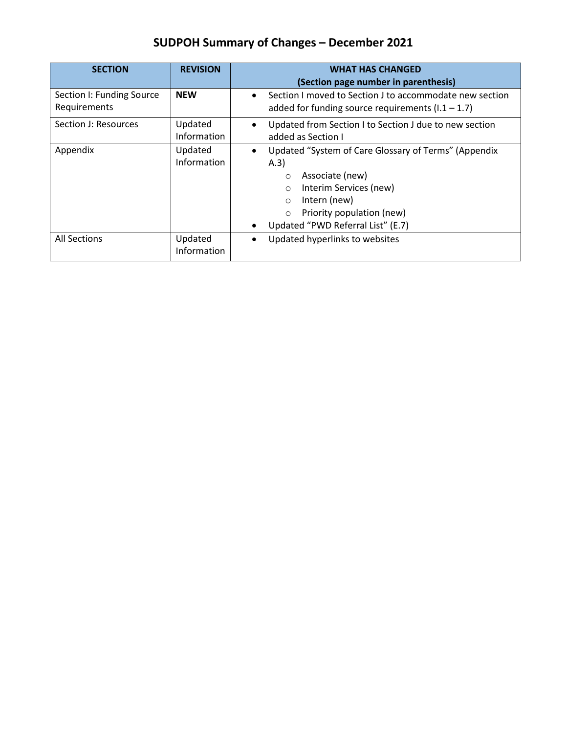# SUDPOH Summary of Changes – December 2021

| SECTION | REVISION | WHAT HAS CHANGED<br>(Section page number in parenthesis) |
|---|---|---|
| Section I: Funding Source Requirements | **NEW** | • Section I moved to Section J to accommodate new section added for funding source requirements (I.1 – 1.7) |
| Section J: Resources | Updated Information | • Updated from Section I to Section J due to new section added as Section I |
| Appendix | Updated Information | • Updated "System of Care Glossary of Terms" (Appendix A.3)<br>  ○ Associate (new)<br>  ○ Interim Services (new)<br>  ○ Intern (new)<br>  ○ Priority population (new)<br>• Updated "PWD Referral List" (E.7) |
| All Sections | Updated Information | • Updated hyperlinks to websites |